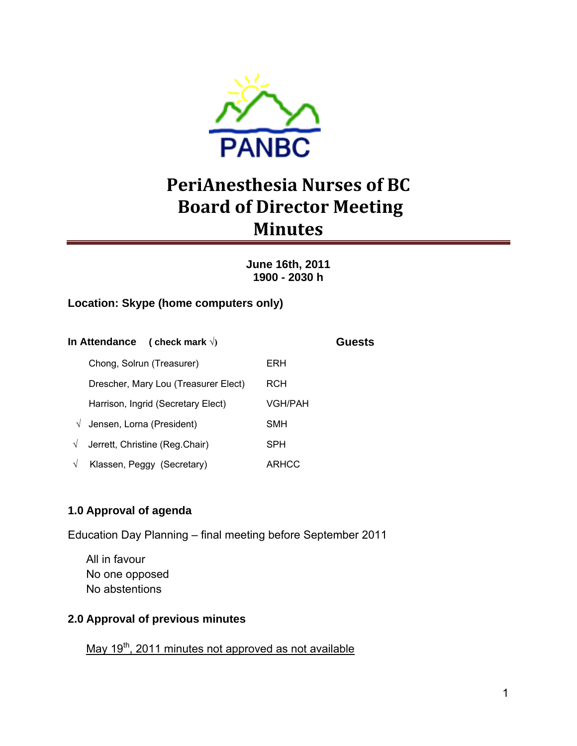PANBC

# PeriAnesthesia Nurses of BC Board of Director Meeting Minutes

**June 16th, 2011**
**1900 - 2030 h**

**Location: Skype (home computers only)**

| **In Attendance ( check mark √)** | | | **Guests** |
|---|---|---|---|
| | Chong, Solrun (Treasurer) | ERH | |
| | Drescher, Mary Lou (Treasurer Elect) | RCH | |
| | Harrison, Ingrid (Secretary Elect) | VGH/PAH | |
| √ | Jensen, Lorna (President) | SMH | |
| √ | Jerrett, Christine (Reg.Chair) | SPH | |
| √ | Klassen, Peggy (Secretary) | ARHCC | |

## 1.0 Approval of agenda

Education Day Planning – final meeting before September 2011

All in favour
No one opposed
No abstentions

## 2.0 Approval of previous minutes

May 19th, 2011 minutes not approved as not available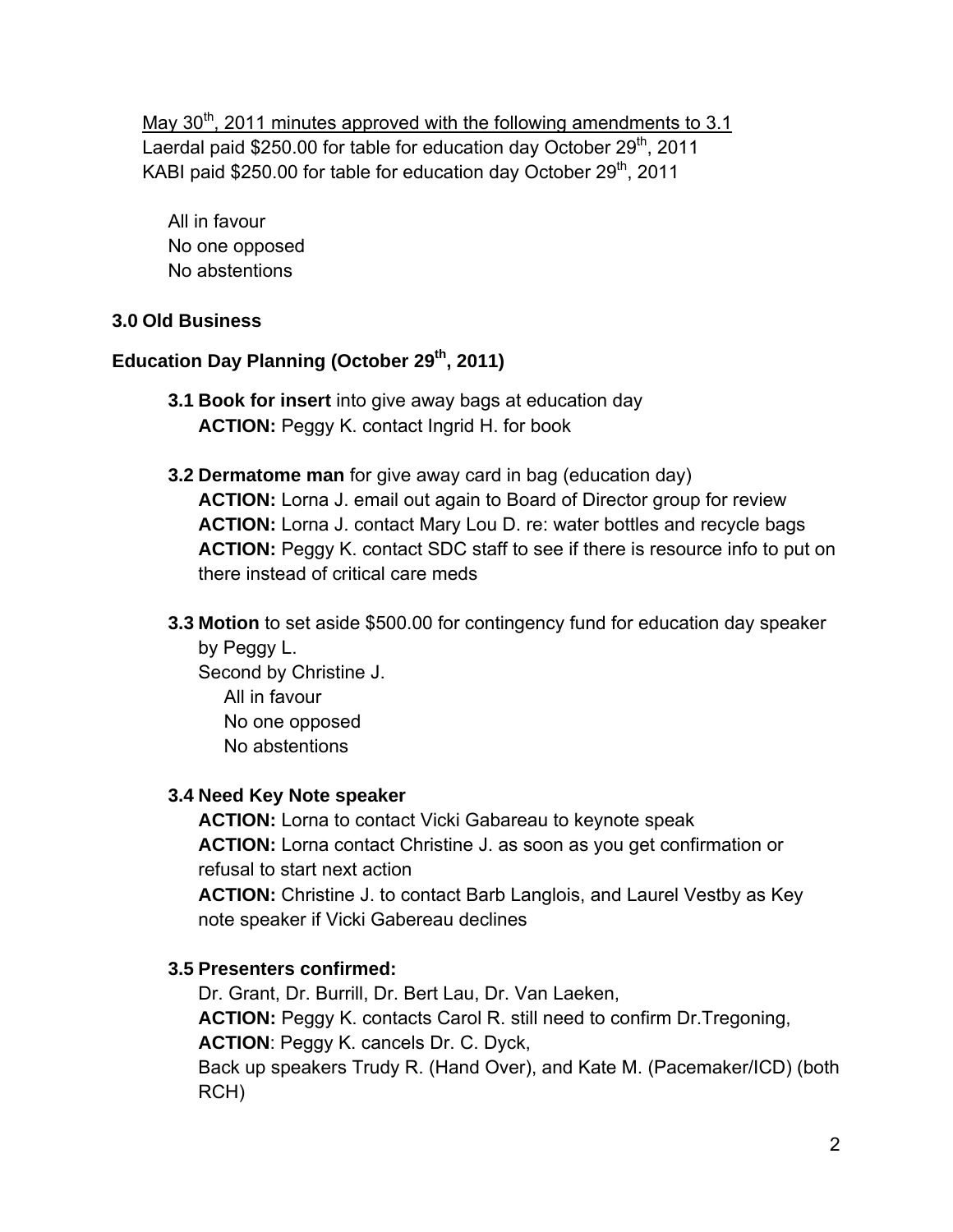<u>May 30th, 2011 minutes approved with the following amendments to 3.1</u>
Laerdal paid $250.00 for table for education day October 29th, 2011
KABI paid $250.00 for table for education day October 29th, 2011

All in favour
No one opposed
No abstentions

**3.0 Old Business**

**Education Day Planning (October 29th, 2011)**

**3.1 Book for insert** into give away bags at education day
**ACTION:** Peggy K. contact Ingrid H. for book

**3.2 Dermatome man** for give away card in bag (education day)
**ACTION:** Lorna J. email out again to Board of Director group for review
**ACTION:** Lorna J. contact Mary Lou D. re: water bottles and recycle bags
**ACTION:** Peggy K. contact SDC staff to see if there is resource info to put on there instead of critical care meds

**3.3 Motion** to set aside $500.00 for contingency fund for education day speaker by Peggy L.
Second by Christine J.
All in favour
No one opposed
No abstentions

**3.4 Need Key Note speaker**
**ACTION:** Lorna to contact Vicki Gabareau to keynote speak
**ACTION:** Lorna contact Christine J. as soon as you get confirmation or refusal to start next action
**ACTION:** Christine J. to contact Barb Langlois, and Laurel Vestby as Key note speaker if Vicki Gabereau declines

**3.5 Presenters confirmed:**
Dr. Grant, Dr. Burrill, Dr. Bert Lau, Dr. Van Laeken,
**ACTION:** Peggy K. contacts Carol R. still need to confirm Dr.Tregoning,
**ACTION**: Peggy K. cancels Dr. C. Dyck,
Back up speakers Trudy R. (Hand Over), and Kate M. (Pacemaker/ICD) (both RCH)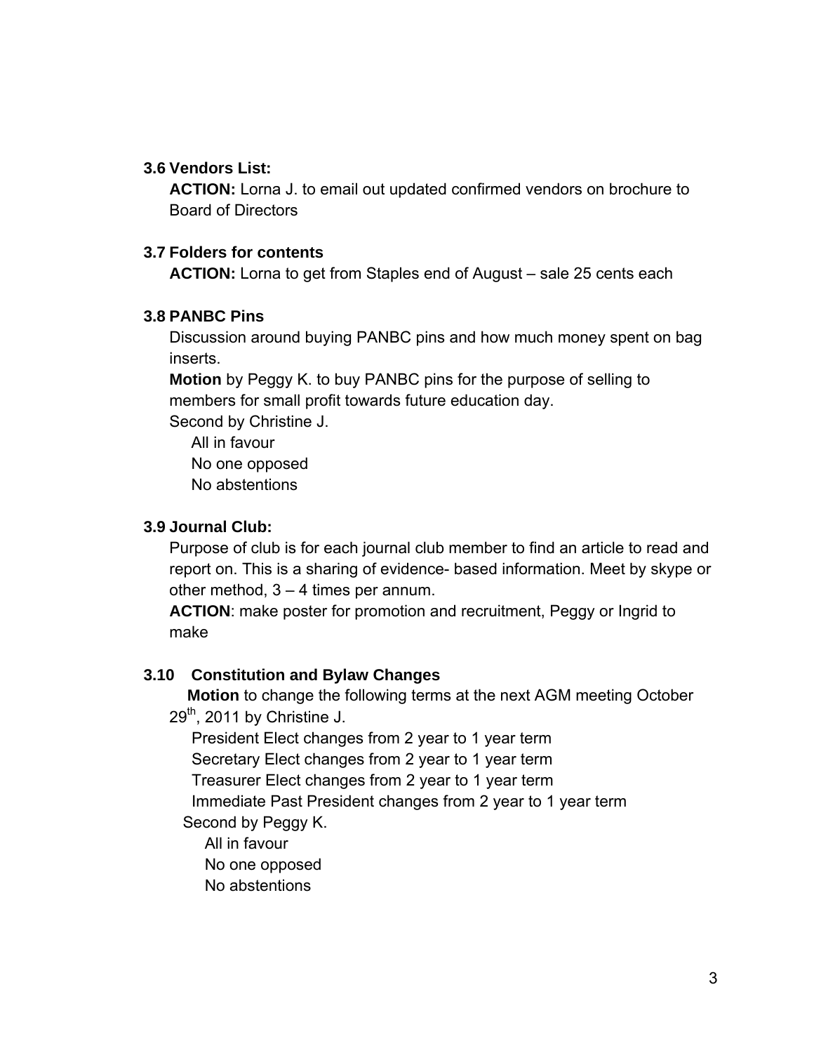### 3.6 Vendors List:

**ACTION:** Lorna J. to email out updated confirmed vendors on brochure to Board of Directors

### 3.7 Folders for contents

**ACTION:** Lorna to get from Staples end of August – sale 25 cents each

### 3.8 PANBC Pins

Discussion around buying PANBC pins and how much money spent on bag inserts.

**Motion** by Peggy K. to buy PANBC pins for the purpose of selling to members for small profit towards future education day.

Second by Christine J.

- All in favour
- No one opposed
- No abstentions

### 3.9 Journal Club:

Purpose of club is for each journal club member to find an article to read and report on. This is a sharing of evidence- based information. Meet by skype or other method, 3 – 4 times per annum.

**ACTION**: make poster for promotion and recruitment, Peggy or Ingrid to make

### 3.10 Constitution and Bylaw Changes

**Motion** to change the following terms at the next AGM meeting October 29th, 2011 by Christine J.

- President Elect changes from 2 year to 1 year term
- Secretary Elect changes from 2 year to 1 year term
- Treasurer Elect changes from 2 year to 1 year term
- Immediate Past President changes from 2 year to 1 year term

Second by Peggy K.

- All in favour
- No one opposed
- No abstentions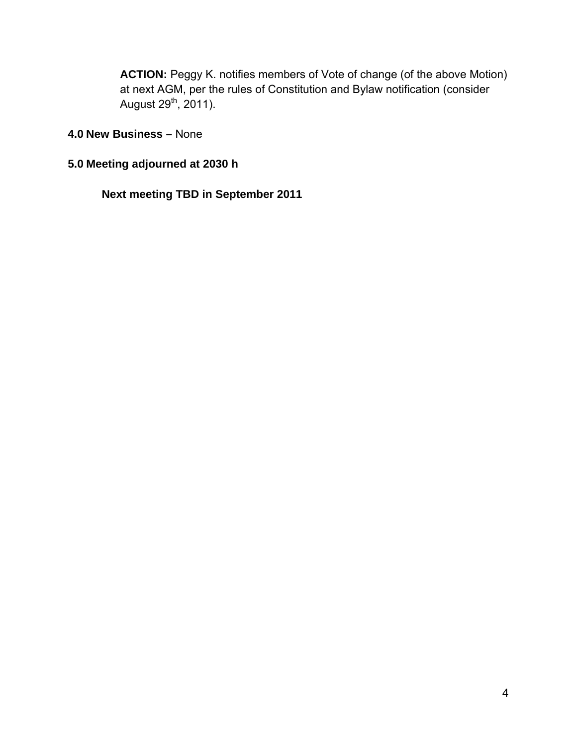**ACTION:** Peggy K. notifies members of Vote of change (of the above Motion) at next AGM, per the rules of Constitution and Bylaw notification (consider August 29th, 2011).

**4.0 New Business –** None

**5.0 Meeting adjourned at 2030 h**

**Next meeting TBD in September 2011**